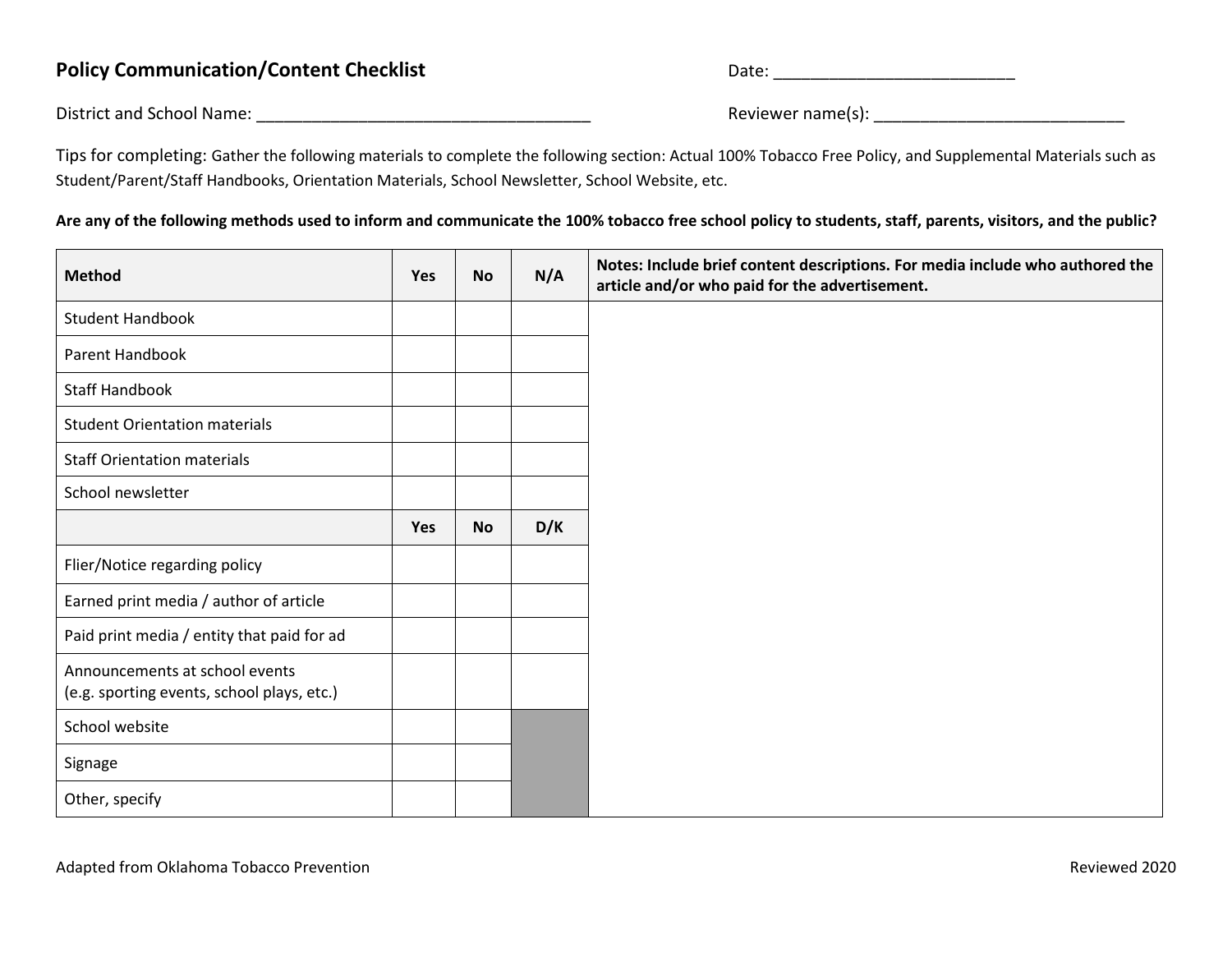## Policy Communication/Content Checklist

Date: ___________________________

District and School Name: ______________________________________

Reviewer name(s): ____________________________

Tips for completing: Gather the following materials to complete the following section: Actual 100% Tobacco Free Policy, and Supplemental Materials such as Student/Parent/Staff Handbooks, Orientation Materials, School Newsletter, School Website, etc.

**Are any of the following methods used to inform and communicate the 100% tobacco free school policy to students, staff, parents, visitors, and the public?**

| Method | Yes | No | N/A | Notes: Include brief content descriptions. For media include who authored the article and/or who paid for the advertisement. |
|---|---|---|---|---|
| Student Handbook | | | | |
| Parent Handbook | | | | |
| Staff Handbook | | | | |
| Student Orientation materials | | | | |
| Staff Orientation materials | | | | |
| School newsletter | | | | |
| | **Yes** | **No** | **D/K** | |
| Flier/Notice regarding policy | | | | |
| Earned print media / author of article | | | | |
| Paid print media / entity that paid for ad | | | | |
| Announcements at school events (e.g. sporting events, school plays, etc.) | | | | |
| School website | | | | |
| Signage | | | | |
| Other, specify | | | | |

Adapted from Oklahoma Tobacco Prevention

Reviewed 2020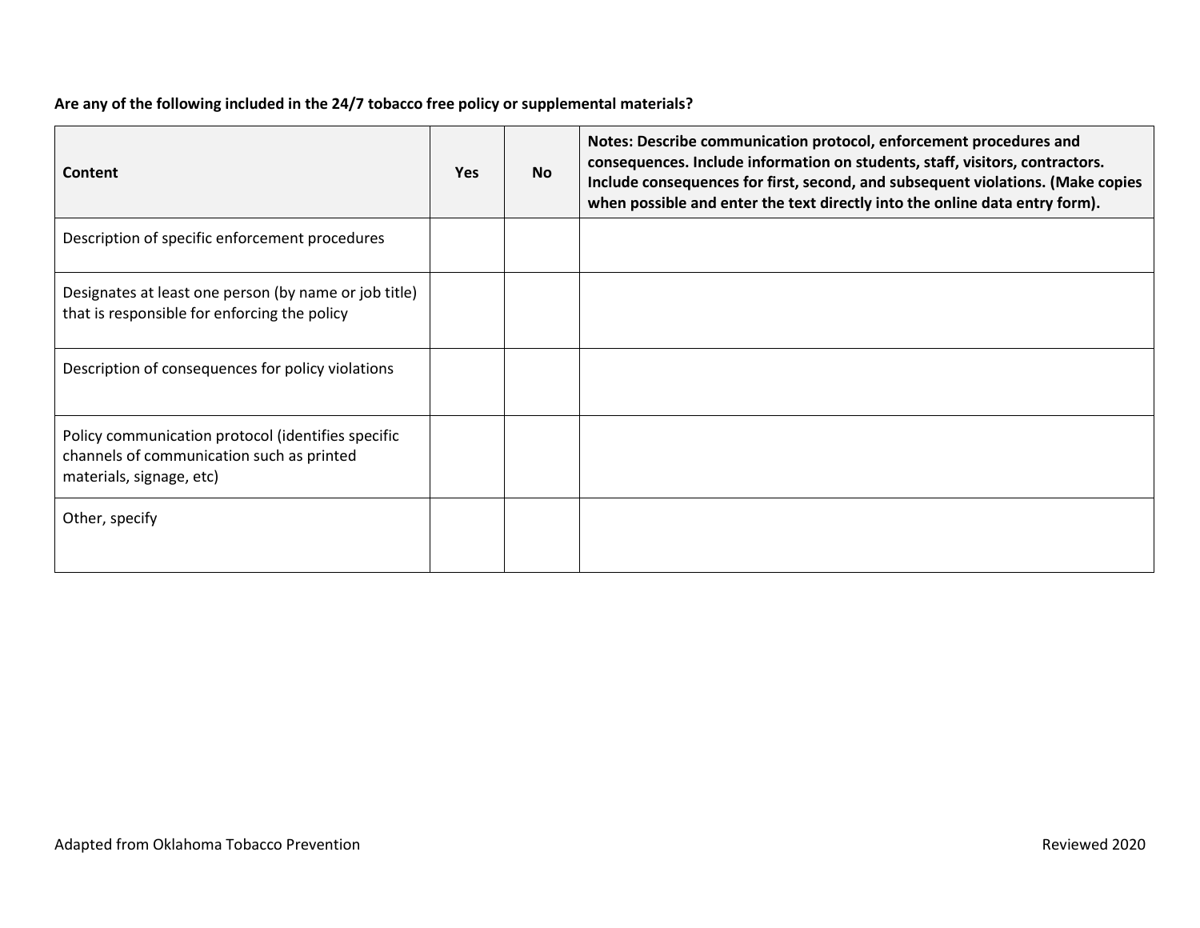**Are any of the following included in the 24/7 tobacco free policy or supplemental materials?**

| Content | Yes | No | Notes: Describe communication protocol, enforcement procedures and consequences. Include information on students, staff, visitors, contractors. Include consequences for first, second, and subsequent violations. (Make copies when possible and enter the text directly into the online data entry form). |
|---|---|---|---|
| Description of specific enforcement procedures | | | |
| Designates at least one person (by name or job title) that is responsible for enforcing the policy | | | |
| Description of consequences for policy violations | | | |
| Policy communication protocol (identifies specific channels of communication such as printed materials, signage, etc) | | | |
| Other, specify | | | |

Adapted from Oklahoma Tobacco Prevention

Reviewed 2020